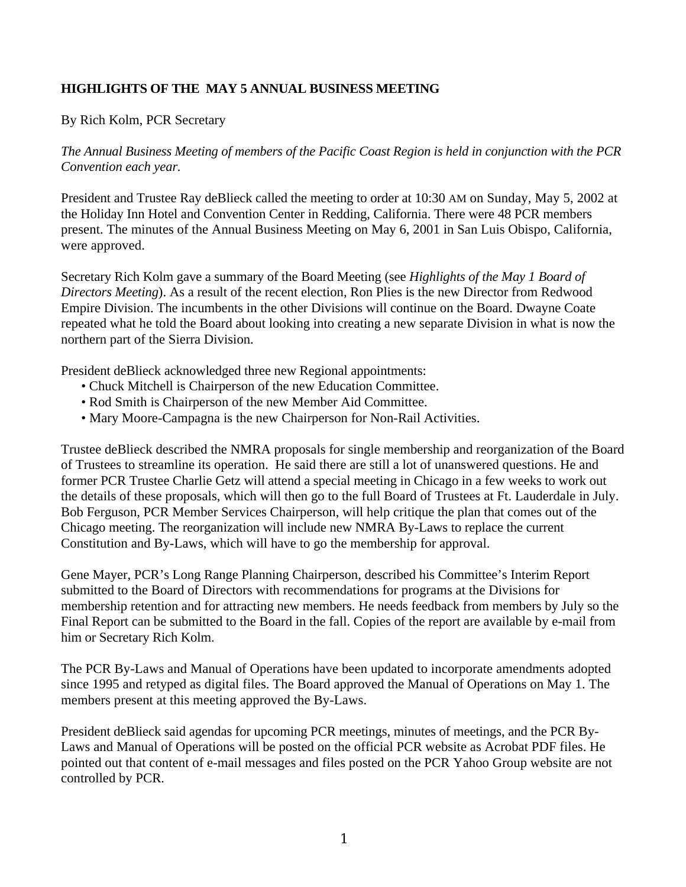## HIGHLIGHTS OF THE MAY 5 ANNUAL BUSINESS MEETING

By Rich Kolm, PCR Secretary

*The Annual Business Meeting of members of the Pacific Coast Region is held in conjunction with the PCR Convention each year.*

President and Trustee Ray deBlieck called the meeting to order at 10:30 AM on Sunday, May 5, 2002 at the Holiday Inn Hotel and Convention Center in Redding, California. There were 48 PCR members present. The minutes of the Annual Business Meeting on May 6, 2001 in San Luis Obispo, California, were approved.

Secretary Rich Kolm gave a summary of the Board Meeting (see *Highlights of the May 1 Board of Directors Meeting*). As a result of the recent election, Ron Plies is the new Director from Redwood Empire Division. The incumbents in the other Divisions will continue on the Board. Dwayne Coate repeated what he told the Board about looking into creating a new separate Division in what is now the northern part of the Sierra Division.

President deBlieck acknowledged three new Regional appointments:

- Chuck Mitchell is Chairperson of the new Education Committee.
- Rod Smith is Chairperson of the new Member Aid Committee.
- Mary Moore-Campagna is the new Chairperson for Non-Rail Activities.

Trustee deBlieck described the NMRA proposals for single membership and reorganization of the Board of Trustees to streamline its operation. He said there are still a lot of unanswered questions. He and former PCR Trustee Charlie Getz will attend a special meeting in Chicago in a few weeks to work out the details of these proposals, which will then go to the full Board of Trustees at Ft. Lauderdale in July. Bob Ferguson, PCR Member Services Chairperson, will help critique the plan that comes out of the Chicago meeting. The reorganization will include new NMRA By-Laws to replace the current Constitution and By-Laws, which will have to go the membership for approval.

Gene Mayer, PCR's Long Range Planning Chairperson, described his Committee's Interim Report submitted to the Board of Directors with recommendations for programs at the Divisions for membership retention and for attracting new members. He needs feedback from members by July so the Final Report can be submitted to the Board in the fall. Copies of the report are available by e-mail from him or Secretary Rich Kolm.

The PCR By-Laws and Manual of Operations have been updated to incorporate amendments adopted since 1995 and retyped as digital files. The Board approved the Manual of Operations on May 1. The members present at this meeting approved the By-Laws.

President deBlieck said agendas for upcoming PCR meetings, minutes of meetings, and the PCR By-Laws and Manual of Operations will be posted on the official PCR website as Acrobat PDF files. He pointed out that content of e-mail messages and files posted on the PCR Yahoo Group website are not controlled by PCR.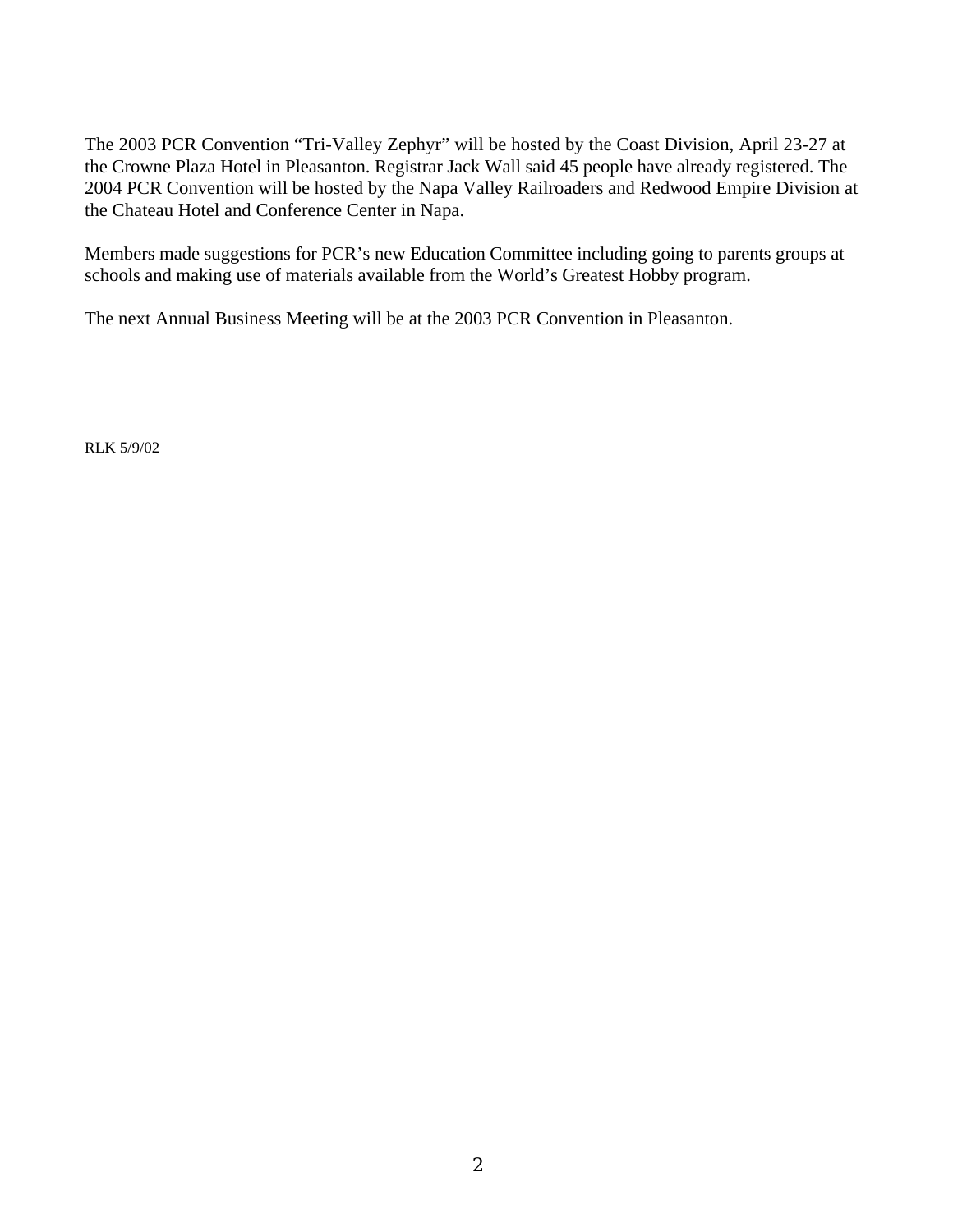The 2003 PCR Convention "Tri-Valley Zephyr" will be hosted by the Coast Division, April 23-27 at the Crowne Plaza Hotel in Pleasanton. Registrar Jack Wall said 45 people have already registered. The 2004 PCR Convention will be hosted by the Napa Valley Railroaders and Redwood Empire Division at the Chateau Hotel and Conference Center in Napa.

Members made suggestions for PCR's new Education Committee including going to parents groups at schools and making use of materials available from the World's Greatest Hobby program.

The next Annual Business Meeting will be at the 2003 PCR Convention in Pleasanton.

RLK 5/9/02